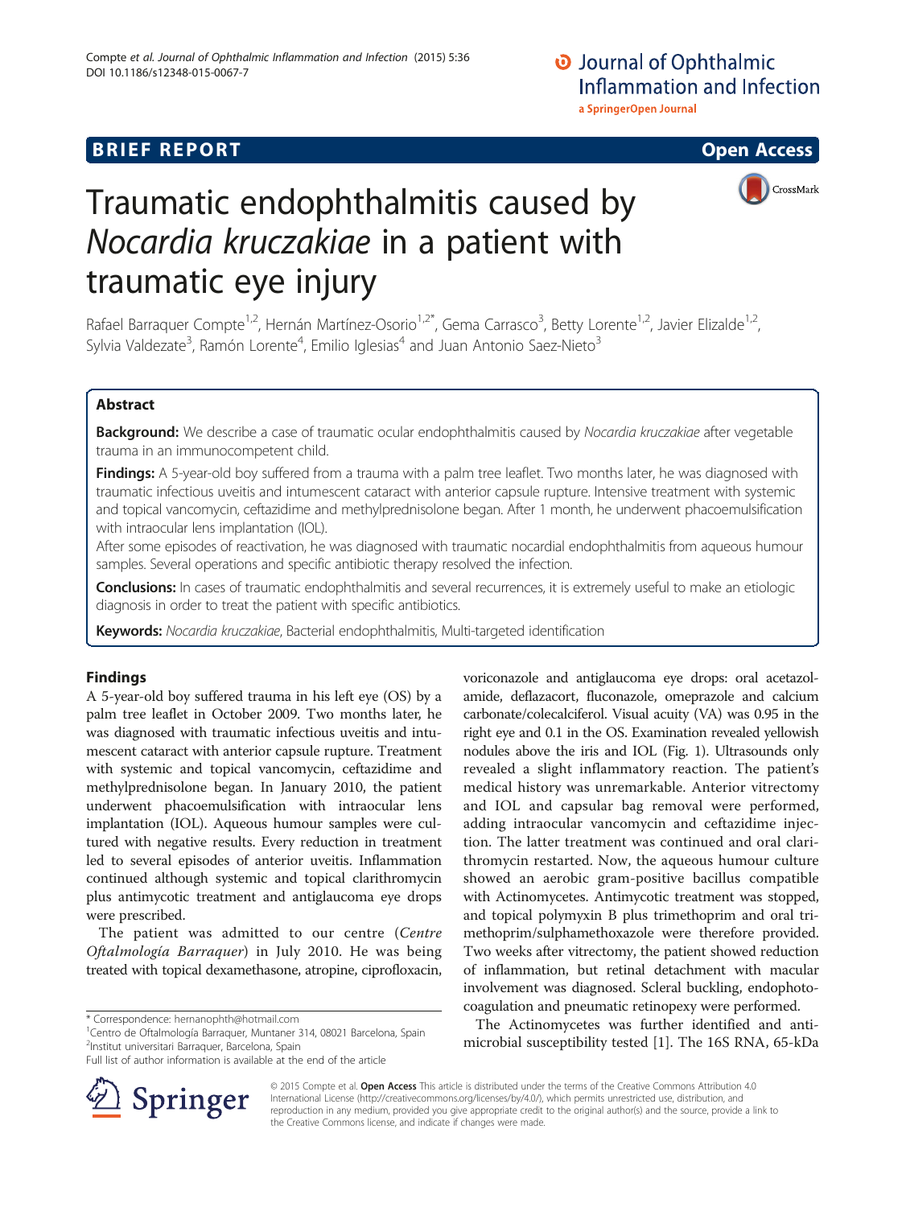BRIEF REPORT

Open Access

# Traumatic endophthalmitis caused by *Nocardia kruczakiae* in a patient with traumatic eye injury

Rafael Barraquer Compte[1,2], Hernán Martínez-Osorio[1,2*], Gema Carrasco[3], Betty Lorente[1,2], Javier Elizalde[1,2], Sylvia Valdezate[3], Ramón Lorente[4], Emilio Iglesias[4] and Juan Antonio Saez-Nieto[3]

## Abstract

**Background:** We describe a case of traumatic ocular endophthalmitis caused by *Nocardia kruczakiae* after vegetable trauma in an immunocompetent child.

**Findings:** A 5-year-old boy suffered from a trauma with a palm tree leaflet. Two months later, he was diagnosed with traumatic infectious uveitis and intumescent cataract with anterior capsule rupture. Intensive treatment with systemic and topical vancomycin, ceftazidime and methylprednisolone began. After 1 month, he underwent phacoemulsification with intraocular lens implantation (IOL).

After some episodes of reactivation, he was diagnosed with traumatic nocardial endophthalmitis from aqueous humour samples. Several operations and specific antibiotic therapy resolved the infection.

**Conclusions:** In cases of traumatic endophthalmitis and several recurrences, it is extremely useful to make an etiologic diagnosis in order to treat the patient with specific antibiotics.

**Keywords:** *Nocardia kruczakiae*, Bacterial endophthalmitis, Multi-targeted identification

## Findings

A 5-year-old boy suffered trauma in his left eye (OS) by a palm tree leaflet in October 2009. Two months later, he was diagnosed with traumatic infectious uveitis and intumescent cataract with anterior capsule rupture. Treatment with systemic and topical vancomycin, ceftazidime and methylprednisolone began. In January 2010, the patient underwent phacoemulsification with intraocular lens implantation (IOL). Aqueous humour samples were cultured with negative results. Every reduction in treatment led to several episodes of anterior uveitis. Inflammation continued although systemic and topical clarithromycin plus antimycotic treatment and antiglaucoma eye drops were prescribed.

The patient was admitted to our centre (*Centre Oftalmología Barraquer*) in July 2010. He was being treated with topical dexamethasone, atropine, ciprofloxacin, voriconazole and antiglaucoma eye drops: oral acetazolamide, deflazacort, fluconazole, omeprazole and calcium carbonate/colecalciferol. Visual acuity (VA) was 0.95 in the right eye and 0.1 in the OS. Examination revealed yellowish nodules above the iris and IOL (Fig. 1). Ultrasounds only revealed a slight inflammatory reaction. The patient's medical history was unremarkable. Anterior vitrectomy and IOL and capsular bag removal were performed, adding intraocular vancomycin and ceftazidime injection. The latter treatment was continued and oral clarithromycin restarted. Now, the aqueous humour culture showed an aerobic gram-positive bacillus compatible with Actinomycetes. Antimycotic treatment was stopped, and topical polymyxin B plus trimethoprim and oral trimethoprim/sulphamethoxazole were therefore provided. Two weeks after vitrectomy, the patient showed reduction of inflammation, but retinal detachment with macular involvement was diagnosed. Scleral buckling, endophotocoagulation and pneumatic retinopexy were performed.

The Actinomycetes was further identified and antimicrobial susceptibility tested [1]. The 16S RNA, 65-kDa

* Correspondence: hernanophth@hotmail.com
[1]Centro de Oftalmología Barraquer, Muntaner 314, 08021 Barcelona, Spain
[2]Institut universitari Barraquer, Barcelona, Spain
Full list of author information is available at the end of the article

© 2015 Compte et al. **Open Access** This article is distributed under the terms of the Creative Commons Attribution 4.0 International License (http://creativecommons.org/licenses/by/4.0/), which permits unrestricted use, distribution, and reproduction in any medium, provided you give appropriate credit to the original author(s) and the source, provide a link to the Creative Commons license, and indicate if changes were made.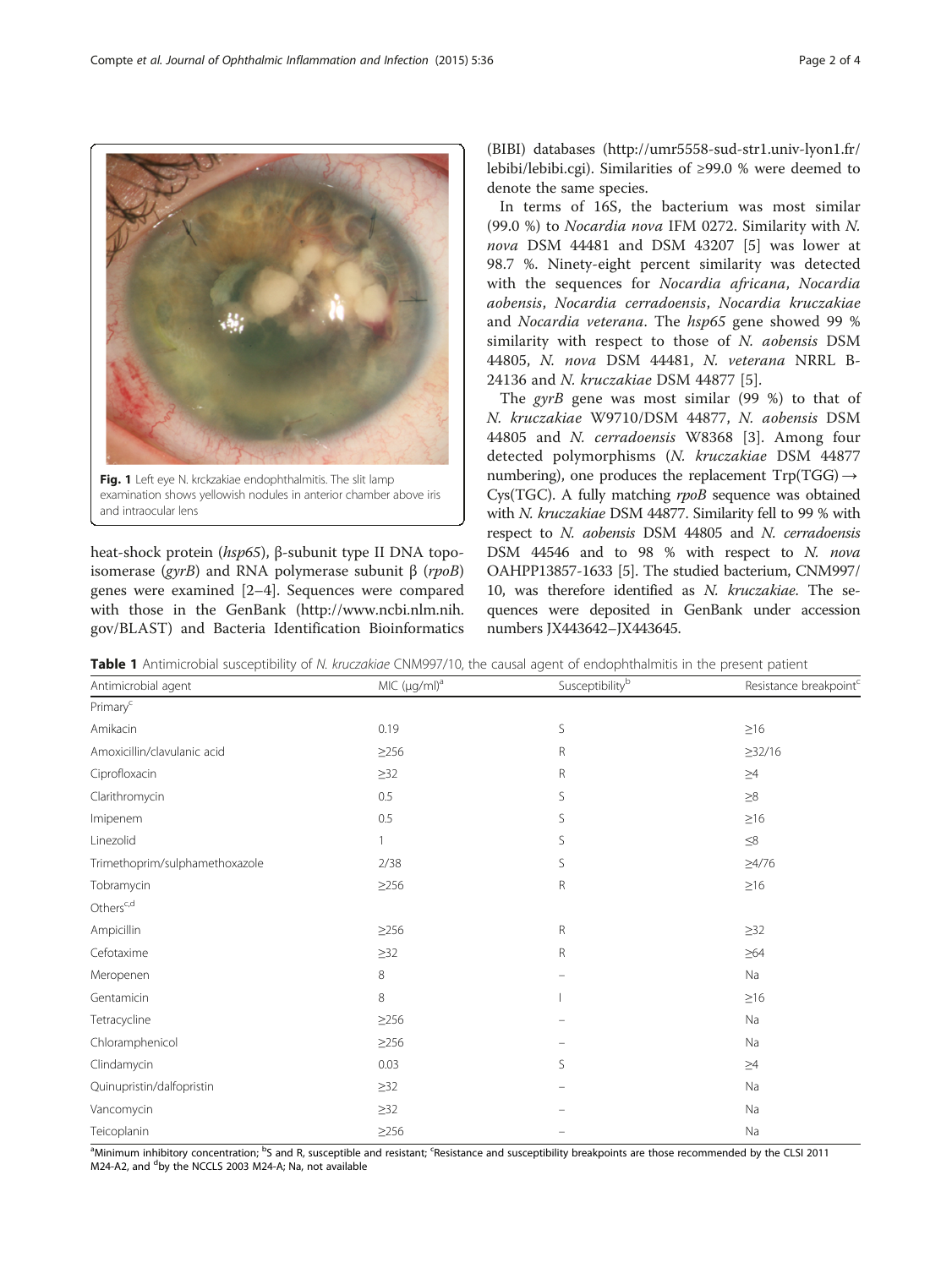Fig. 1 Left eye N. krckzakiae endophthalmitis. The slit lamp examination shows yellowish nodules in anterior chamber above iris and intraocular lens

heat-shock protein (*hsp65*), β-subunit type II DNA topoisomerase (*gyrB*) and RNA polymerase subunit β (*rpoB*) genes were examined [2–4]. Sequences were compared with those in the GenBank (http://www.ncbi.nlm.nih.gov/BLAST) and Bacteria Identification Bioinformatics (BIBI) databases (http://umr5558-sud-str1.univ-lyon1.fr/lebibi/lebibi.cgi). Similarities of ≥99.0 % were deemed to denote the same species.

In terms of 16S, the bacterium was most similar (99.0 %) to *Nocardia nova* IFM 0272. Similarity with *N. nova* DSM 44481 and DSM 43207 [5] was lower at 98.7 %. Ninety-eight percent similarity was detected with the sequences for *Nocardia africana*, *Nocardia aobensis*, *Nocardia cerradoensis*, *Nocardia kruczakiae* and *Nocardia veterana*. The *hsp65* gene showed 99 % similarity with respect to those of *N. aobensis* DSM 44805, *N. nova* DSM 44481, *N. veterana* NRRL B-24136 and *N. kruczakiae* DSM 44877 [5].

The *gyrB* gene was most similar (99 %) to that of *N. kruczakiae* W9710/DSM 44877, *N. aobensis* DSM 44805 and *N. cerradoensis* W8368 [3]. Among four detected polymorphisms (*N. kruczakiae* DSM 44877 numbering), one produces the replacement Trp(TGG) → Cys(TGC). A fully matching *rpoB* sequence was obtained with *N. kruczakiae* DSM 44877. Similarity fell to 99 % with respect to *N. aobensis* DSM 44805 and *N. cerradoensis* DSM 44546 and to 98 % with respect to *N. nova* OAHPP13857-1633 [5]. The studied bacterium, CNM997/10, was therefore identified as *N. kruczakiae*. The sequences were deposited in GenBank under accession numbers JX443642–JX443645.

**Table 1** Antimicrobial susceptibility of *N. kruczakiae* CNM997/10, the causal agent of endophthalmitis in the present patient

| Antimicrobial agent | MIC (μg/ml)[a] | Susceptibility[b] | Resistance breakpoint[c] |
|---|---|---|---|
| Primary[c] | | | |
| Amikacin | 0.19 | S | ≥16 |
| Amoxicillin/clavulanic acid | ≥256 | R | ≥32/16 |
| Ciprofloxacin | ≥32 | R | ≥4 |
| Clarithromycin | 0.5 | S | ≥8 |
| Imipenem | 0.5 | S | ≥16 |
| Linezolid | 1 | S | ≤8 |
| Trimethoprim/sulphamethoxazole | 2/38 | S | ≥4/76 |
| Tobramycin | ≥256 | R | ≥16 |
| Others[c,d] | | | |
| Ampicillin | ≥256 | R | ≥32 |
| Cefotaxime | ≥32 | R | ≥64 |
| Meropenen | 8 | – | Na |
| Gentamicin | 8 | I | ≥16 |
| Tetracycline | ≥256 | – | Na |
| Chloramphenicol | ≥256 | – | Na |
| Clindamycin | 0.03 | S | ≥4 |
| Quinupristin/dalfopristin | ≥32 | – | Na |
| Vancomycin | ≥32 | – | Na |
| Teicoplanin | ≥256 | – | Na |

[a]Minimum inhibitory concentration; [b]S and R, susceptible and resistant; [c]Resistance and susceptibility breakpoints are those recommended by the CLSI 2011 M24-A2, and [d]by the NCCLS 2003 M24-A; Na, not available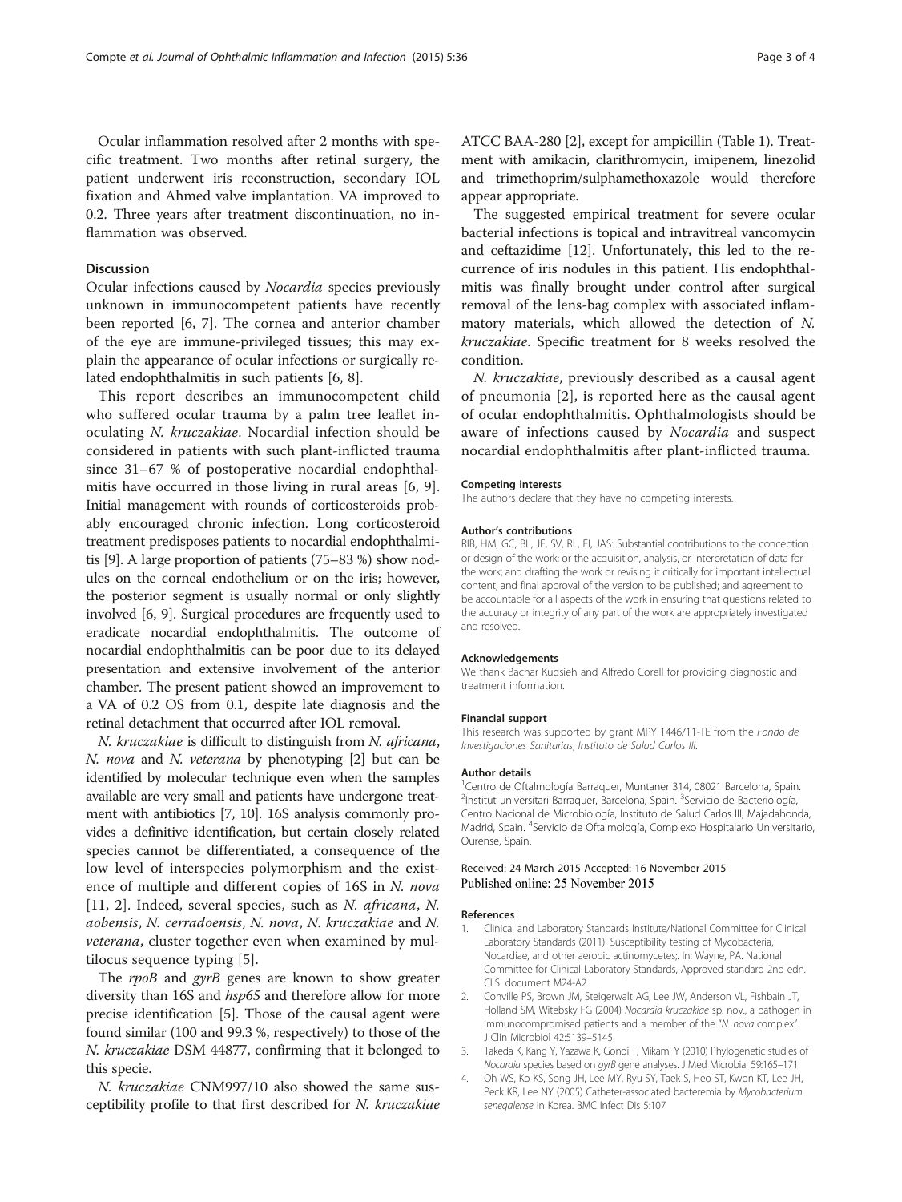Ocular inflammation resolved after 2 months with specific treatment. Two months after retinal surgery, the patient underwent iris reconstruction, secondary IOL fixation and Ahmed valve implantation. VA improved to 0.2. Three years after treatment discontinuation, no inflammation was observed.

## Discussion

Ocular infections caused by *Nocardia* species previously unknown in immunocompetent patients have recently been reported [6, 7]. The cornea and anterior chamber of the eye are immune-privileged tissues; this may explain the appearance of ocular infections or surgically related endophthalmitis in such patients [6, 8].

This report describes an immunocompetent child who suffered ocular trauma by a palm tree leaflet inoculating *N. kruczakiae*. Nocardial infection should be considered in patients with such plant-inflicted trauma since 31–67 % of postoperative nocardial endophthalmitis have occurred in those living in rural areas [6, 9]. Initial management with rounds of corticosteroids probably encouraged chronic infection. Long corticosteroid treatment predisposes patients to nocardial endophthalmitis [9]. A large proportion of patients (75–83 %) show nodules on the corneal endothelium or on the iris; however, the posterior segment is usually normal or only slightly involved [6, 9]. Surgical procedures are frequently used to eradicate nocardial endophthalmitis. The outcome of nocardial endophthalmitis can be poor due to its delayed presentation and extensive involvement of the anterior chamber. The present patient showed an improvement to a VA of 0.2 OS from 0.1, despite late diagnosis and the retinal detachment that occurred after IOL removal.

*N. kruczakiae* is difficult to distinguish from *N. africana*, *N. nova* and *N. veterana* by phenotyping [2] but can be identified by molecular technique even when the samples available are very small and patients have undergone treatment with antibiotics [7, 10]. 16S analysis commonly provides a definitive identification, but certain closely related species cannot be differentiated, a consequence of the low level of interspecies polymorphism and the existence of multiple and different copies of 16S in *N. nova* [11, 2]. Indeed, several species, such as *N. africana*, *N. aobensis*, *N. cerradoensis*, *N. nova*, *N. kruczakiae* and *N. veterana*, cluster together even when examined by multilocus sequence typing [5].

The *rpoB* and *gyrB* genes are known to show greater diversity than 16S and *hsp65* and therefore allow for more precise identification [5]. Those of the causal agent were found similar (100 and 99.3 %, respectively) to those of the *N. kruczakiae* DSM 44877, confirming that it belonged to this specie.

*N. kruczakiae* CNM997/10 also showed the same susceptibility profile to that first described for *N. kruczakiae* ATCC BAA-280 [2], except for ampicillin (Table 1). Treatment with amikacin, clarithromycin, imipenem, linezolid and trimethoprim/sulphamethoxazole would therefore appear appropriate.

The suggested empirical treatment for severe ocular bacterial infections is topical and intravitreal vancomycin and ceftazidime [12]. Unfortunately, this led to the recurrence of iris nodules in this patient. His endophthalmitis was finally brought under control after surgical removal of the lens-bag complex with associated inflammatory materials, which allowed the detection of *N. kruczakiae*. Specific treatment for 8 weeks resolved the condition.

*N. kruczakiae*, previously described as a causal agent of pneumonia [2], is reported here as the causal agent of ocular endophthalmitis. Ophthalmologists should be aware of infections caused by *Nocardia* and suspect nocardial endophthalmitis after plant-inflicted trauma.

#### Competing interests

The authors declare that they have no competing interests.

#### Author's contributions

RIB, HM, GC, BL, JE, SV, RL, EI, JAS: Substantial contributions to the conception or design of the work; or the acquisition, analysis, or interpretation of data for the work; and drafting the work or revising it critically for important intellectual content; and final approval of the version to be published; and agreement to be accountable for all aspects of the work in ensuring that questions related to the accuracy or integrity of any part of the work are appropriately investigated and resolved.

#### Acknowledgements

We thank Bachar Kudsieh and Alfredo Corell for providing diagnostic and treatment information.

#### Financial support

This research was supported by grant MPY 1446/11-TE from the *Fondo de Investigaciones Sanitarias, Instituto de Salud Carlos III*.

#### Author details

[1]Centro de Oftalmología Barraquer, Muntaner 314, 08021 Barcelona, Spain. [2]Institut universitari Barraquer, Barcelona, Spain. [3]Servicio de Bacteriología, Centro Nacional de Microbiología, Instituto de Salud Carlos III, Majadahonda, Madrid, Spain. [4]Servicio de Oftalmología, Complexo Hospitalario Universitario, Ourense, Spain.

Received: 24 March 2015 Accepted: 16 November 2015
Published online: 25 November 2015

#### References

1. Clinical and Laboratory Standards Institute/National Committee for Clinical Laboratory Standards (2011). Susceptibility testing of Mycobacteria, Nocardiae, and other aerobic actinomycetes;. In: Wayne, PA. National Committee for Clinical Laboratory Standards, Approved standard 2nd edn. CLSI document M24-A2.
2. Conville PS, Brown JM, Steigerwalt AG, Lee JW, Anderson VL, Fishbain JT, Holland SM, Witebsky FG (2004) *Nocardia kruczakiae* sp. nov., a pathogen in immunocompromised patients and a member of the "*N. nova* complex". J Clin Microbiol 42:5139–5145
3. Takeda K, Kang Y, Yazawa K, Gonoi T, Mikami Y (2010) Phylogenetic studies of *Nocardia* species based on *gyrB* gene analyses. J Med Microbial 59:165–171
4. Oh WS, Ko KS, Song JH, Lee MY, Ryu SY, Taek S, Heo ST, Kwon KT, Lee JH, Peck KR, Lee NY (2005) Catheter-associated bacteremia by *Mycobacterium senegalense* in Korea. BMC Infect Dis 5:107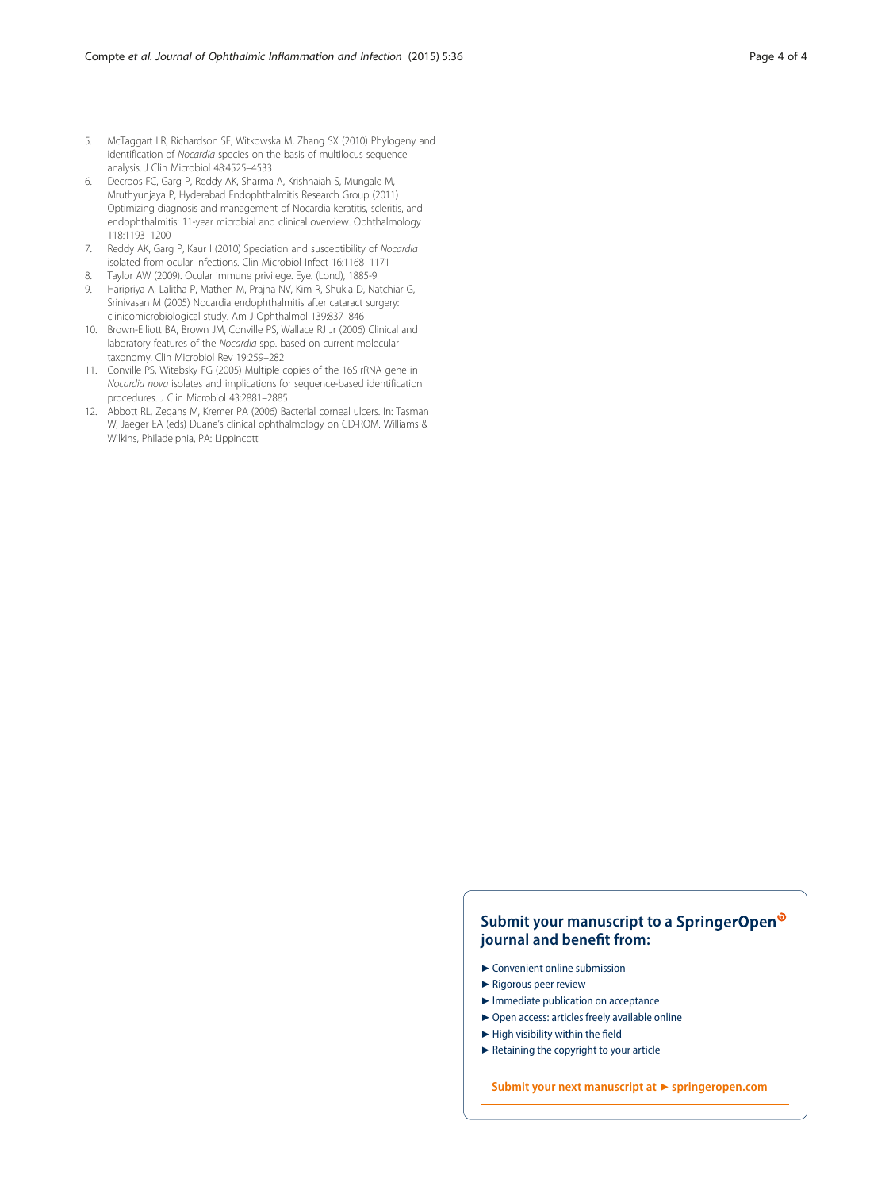5. McTaggart LR, Richardson SE, Witkowska M, Zhang SX (2010) Phylogeny and identification of *Nocardia* species on the basis of multilocus sequence analysis. J Clin Microbiol 48:4525–4533
6. Decroos FC, Garg P, Reddy AK, Sharma A, Krishnaiah S, Mungale M, Mruthyunjaya P, Hyderabad Endophthalmitis Research Group (2011) Optimizing diagnosis and management of Nocardia keratitis, scleritis, and endophthalmitis: 11-year microbial and clinical overview. Ophthalmology 118:1193–1200
7. Reddy AK, Garg P, Kaur I (2010) Speciation and susceptibility of *Nocardia* isolated from ocular infections. Clin Microbiol Infect 16:1168–1171
8. Taylor AW (2009). Ocular immune privilege. Eye. (Lond), 1885-9.
9. Haripriya A, Lalitha P, Mathen M, Prajna NV, Kim R, Shukla D, Natchiar G, Srinivasan M (2005) Nocardia endophthalmitis after cataract surgery: clinicomicrobiological study. Am J Ophthalmol 139:837–846
10. Brown-Elliott BA, Brown JM, Conville PS, Wallace RJ Jr (2006) Clinical and laboratory features of the *Nocardia* spp. based on current molecular taxonomy. Clin Microbiol Rev 19:259–282
11. Conville PS, Witebsky FG (2005) Multiple copies of the 16S rRNA gene in *Nocardia nova* isolates and implications for sequence-based identification procedures. J Clin Microbiol 43:2881–2885
12. Abbott RL, Zegans M, Kremer PA (2006) Bacterial corneal ulcers. In: Tasman W, Jaeger EA (eds) Duane's clinical ophthalmology on CD-ROM. Williams & Wilkins, Philadelphia, PA: Lippincott

**Submit your manuscript to a SpringerOpen journal and benefit from:**

► Convenient online submission
► Rigorous peer review
► Immediate publication on acceptance
► Open access: articles freely available online
► High visibility within the field
► Retaining the copyright to your article

**Submit your next manuscript at ► springeropen.com**